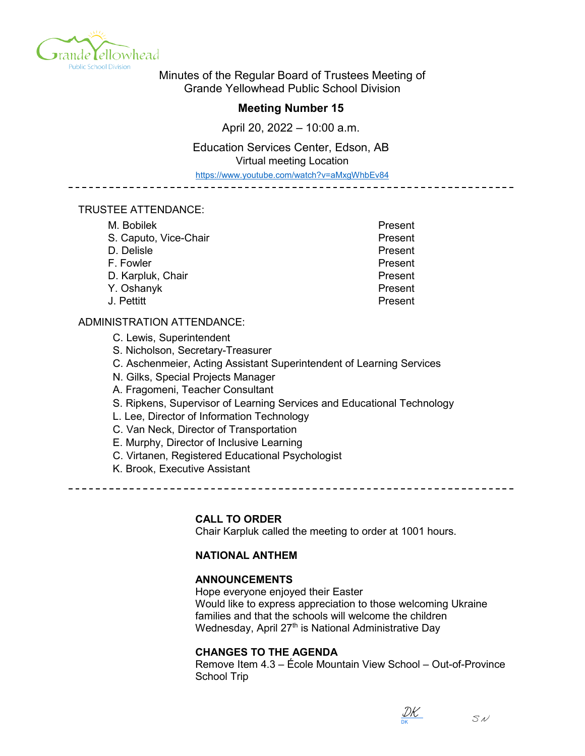Minutes of the Regular Board of Trustees Meeting of
Grande Yellowhead Public School Division

## Meeting Number 15

April 20, 2022 – 10:00 a.m.

Education Services Center, Edson, AB
Virtual meeting Location
https://www.youtube.com/watch?v=aMxgWhbEv84

---

TRUSTEE ATTENDANCE:

| | |
|---|---|
| M. Bobilek | Present |
| S. Caputo, Vice-Chair | Present |
| D. Delisle | Present |
| F. Fowler | Present |
| D. Karpluk, Chair | Present |
| Y. Oshanyk | Present |
| J. Pettitt | Present |

ADMINISTRATION ATTENDANCE:

- C. Lewis, Superintendent
- S. Nicholson, Secretary-Treasurer
- C. Aschenmeier, Acting Assistant Superintendent of Learning Services
- N. Gilks, Special Projects Manager
- A. Fragomeni, Teacher Consultant
- S. Ripkens, Supervisor of Learning Services and Educational Technology
- L. Lee, Director of Information Technology
- C. Van Neck, Director of Transportation
- E. Murphy, Director of Inclusive Learning
- C. Virtanen, Registered Educational Psychologist
- K. Brook, Executive Assistant

---

**CALL TO ORDER**
Chair Karpluk called the meeting to order at 1001 hours.

**NATIONAL ANTHEM**

**ANNOUNCEMENTS**
Hope everyone enjoyed their Easter
Would like to express appreciation to those welcoming Ukraine families and that the schools will welcome the children
Wednesday, April 27th is National Administrative Day

**CHANGES TO THE AGENDA**
Remove Item 4.3 – École Mountain View School – Out-of-Province School Trip

DK SN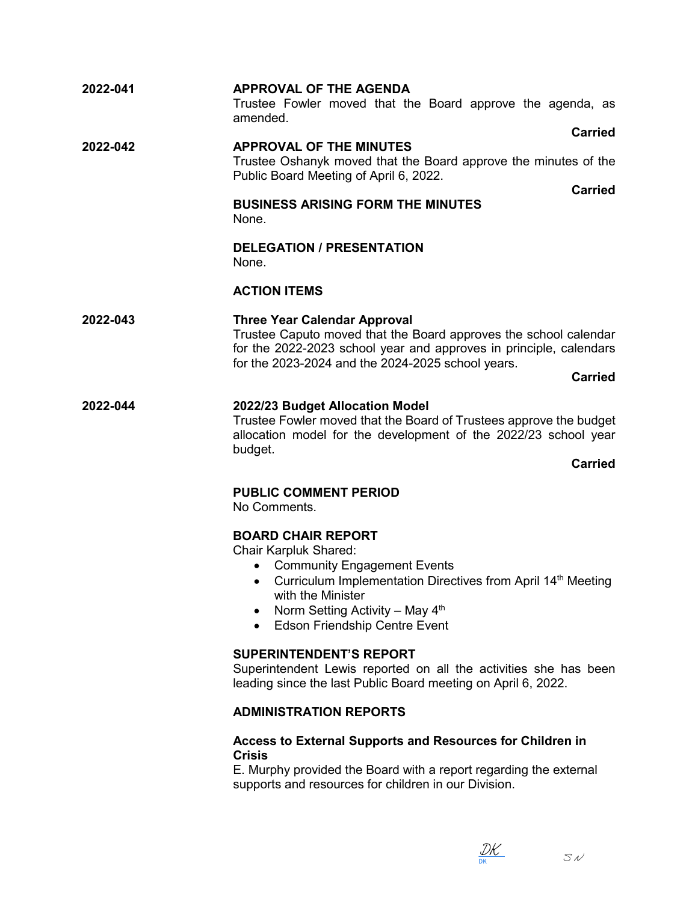**2022-041** **APPROVAL OF THE AGENDA**

Trustee Fowler moved that the Board approve the agenda, as amended.

**Carried**

**2022-042** **APPROVAL OF THE MINUTES**

Trustee Oshanyk moved that the Board approve the minutes of the Public Board Meeting of April 6, 2022.

**Carried**

**BUSINESS ARISING FORM THE MINUTES**

None.

**DELEGATION / PRESENTATION**

None.

**ACTION ITEMS**

**2022-043** **Three Year Calendar Approval**

Trustee Caputo moved that the Board approves the school calendar for the 2022-2023 school year and approves in principle, calendars for the 2023-2024 and the 2024-2025 school years.

**Carried**

**2022-044** **2022/23 Budget Allocation Model**

Trustee Fowler moved that the Board of Trustees approve the budget allocation model for the development of the 2022/23 school year budget.

**Carried**

**PUBLIC COMMENT PERIOD**

No Comments.

**BOARD CHAIR REPORT**

Chair Karpluk Shared:

- Community Engagement Events
- Curriculum Implementation Directives from April 14th Meeting with the Minister
- Norm Setting Activity – May 4th
- Edson Friendship Centre Event

**SUPERINTENDENT'S REPORT**

Superintendent Lewis reported on all the activities she has been leading since the last Public Board meeting on April 6, 2022.

**ADMINISTRATION REPORTS**

**Access to External Supports and Resources for Children in Crisis**

E. Murphy provided the Board with a report regarding the external supports and resources for children in our Division.

DK SN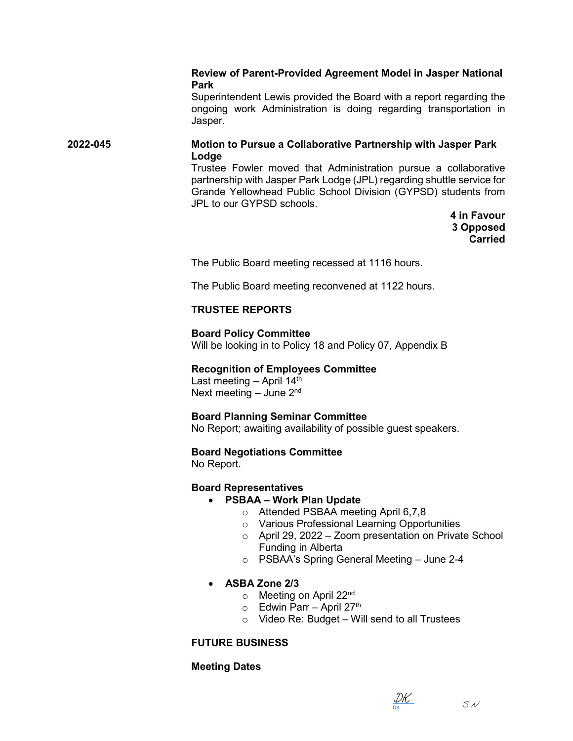**Review of Parent-Provided Agreement Model in Jasper National Park**

Superintendent Lewis provided the Board with a report regarding the ongoing work Administration is doing regarding transportation in Jasper.

2022-045 **Motion to Pursue a Collaborative Partnership with Jasper Park Lodge**

Trustee Fowler moved that Administration pursue a collaborative partnership with Jasper Park Lodge (JPL) regarding shuttle service for Grande Yellowhead Public School Division (GYPSD) students from JPL to our GYPSD schools.

**4 in Favour**
**3 Opposed**
**Carried**

The Public Board meeting recessed at 1116 hours.

The Public Board meeting reconvened at 1122 hours.

**TRUSTEE REPORTS**

**Board Policy Committee**
Will be looking in to Policy 18 and Policy 07, Appendix B

**Recognition of Employees Committee**
Last meeting – April 14th
Next meeting – June 2nd

**Board Planning Seminar Committee**
No Report; awaiting availability of possible guest speakers.

**Board Negotiations Committee**
No Report.

**Board Representatives**

- **PSBAA – Work Plan Update**
  - Attended PSBAA meeting April 6,7,8
  - Various Professional Learning Opportunities
  - April 29, 2022 – Zoom presentation on Private School Funding in Alberta
  - PSBAA's Spring General Meeting – June 2-4

- **ASBA Zone 2/3**
  - Meeting on April 22nd
  - Edwin Parr – April 27th
  - Video Re: Budget – Will send to all Trustees

**FUTURE BUSINESS**

**Meeting Dates**

DK SN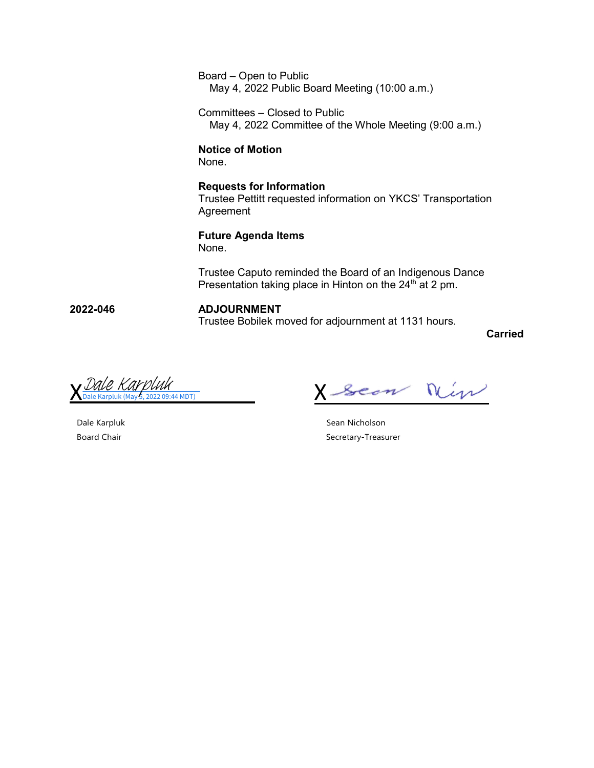Board – Open to Public
May 4, 2022 Public Board Meeting (10:00 a.m.)

Committees – Closed to Public
May 4, 2022 Committee of the Whole Meeting (9:00 a.m.)

**Notice of Motion**
None.

**Requests for Information**
Trustee Pettitt requested information on YKCS' Transportation Agreement

**Future Agenda Items**
None.

Trustee Caputo reminded the Board of an Indigenous Dance Presentation taking place in Hinton on the 24th at 2 pm.

**2022-046** **ADJOURNMENT**
Trustee Bobilek moved for adjournment at 1131 hours.

**Carried**

X *Dale Karpluk*
Dale Karpluk (May 5, 2022 09:44 MDT)

Dale Karpluk
Board Chair

X *Sean Nicholson*

Sean Nicholson
Secretary-Treasurer